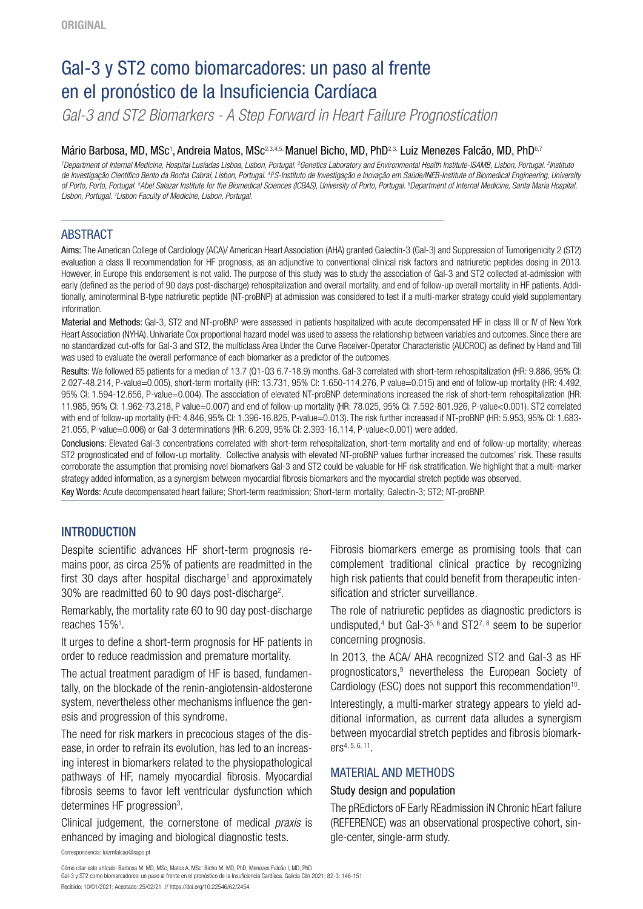ORIGINAL

# Gal-3 y ST2 como biomarcadores: un paso al frente en el pronóstico de la Insuficiencia Cardíaca

*Gal-3 and ST2 Biomarkers - A Step Forward in Heart Failure Prognostication*

Mário Barbosa, MD, MSc[1], Andreia Matos, MSc[2,3,4,5], Manuel Bicho, MD, PhD[2,3], Luiz Menezes Falcão, MD, PhD[6,7]

[1]Department of Internal Medicine, Hospital Lusíadas Lisboa, Lisbon, Portugal. [2]Genetics Laboratory and Environmental Health Institute-ISAMB, Lisbon, Portugal. [3]Instituto de Investigação Científico Bento da Rocha Cabral, Lisbon, Portugal. [4]I3S-Instituto de Investigação e Inovação em Saúde/INEB-Institute of Biomedical Engineering, University of Porto, Porto, Portugal. [5]Abel Salazar Institute for the Biomedical Sciences (ICBAS), University of Porto, Portugal. [6]Department of Internal Medicine, Santa Maria Hospital, Lisbon, Portugal. [7]Lisbon Faculty of Medicine, Lisbon, Portugal.

## ABSTRACT

**Aims:** The American College of Cardiology (ACA)/ American Heart Association (AHA) granted Galectin-3 (Gal-3) and Suppression of Tumorigenicity 2 (ST2) evaluation a class II recommendation for HF prognosis, as an adjunctive to conventional clinical risk factors and natriuretic peptides dosing in 2013. However, in Europe this endorsement is not valid. The purpose of this study was to study the association of Gal-3 and ST2 collected at-admission with early (defined as the period of 90 days post-discharge) rehospitalization and overall mortality, and end of follow-up overall mortality in HF patients. Additionally, aminoterminal B-type natriuretic peptide (NT-proBNP) at admission was considered to test if a multi-marker strategy could yield supplementary information.

**Material and Methods:** Gal-3, ST2 and NT-proBNP were assessed in patients hospitalized with acute decompensated HF in class III or IV of New York Heart Association (NYHA). Univariate Cox proportional hazard model was used to assess the relationship between variables and outcomes. Since there are no standardized cut-offs for Gal-3 and ST2, the multiclass Area Under the Curve Receiver-Operator Characteristic (AUCROC) as defined by Hand and Till was used to evaluate the overall performance of each biomarker as a predictor of the outcomes.

**Results:** We followed 65 patients for a median of 13.7 (Q1-Q3 6.7-18.9) months. Gal-3 correlated with short-term rehospitalization (HR: 9.886, 95% CI: 2.027-48.214, P-value=0.005), short-term mortality (HR: 13.731, 95% CI: 1.650-114.276, P value=0.015) and end of follow-up mortality (HR: 4.492, 95% CI: 1.594-12.656, P-value=0.004). The association of elevated NT-proBNP determinations increased the risk of short-term rehospitalization (HR: 11.985, 95% CI: 1.962-73.218, P value=0.007) and end of follow-up mortality (HR: 78.025, 95% CI: 7.592-801.926, P-value<0.001). ST2 correlated with end of follow-up mortality (HR: 4.846, 95% CI: 1.396-16.825, P-value=0.013). The risk further increased if NT-proBNP (HR: 5.953, 95% CI: 1.683-21.055, P-value=0.006) or Gal-3 determinations (HR: 6.209, 95% CI: 2.393-16.114, P-value<0.001) were added.

**Conclusions:** Elevated Gal-3 concentrations correlated with short-term rehospitalization, short-term mortality and end of follow-up mortality; whereas ST2 prognosticated end of follow-up mortality. Collective analysis with elevated NT-proBNP values further increased the outcomes' risk. These results corroborate the assumption that promising novel biomarkers Gal-3 and ST2 could be valuable for HF risk stratification. We highlight that a multi-marker strategy added information, as a synergism between myocardial fibrosis biomarkers and the myocardial stretch peptide was observed.

**Key Words:** Acute decompensated heart failure; Short-term readmission; Short-term mortality; Galectin-3; ST2; NT-proBNP.

## INTRODUCTION

Despite scientific advances HF short-term prognosis remains poor, as circa 25% of patients are readmitted in the first 30 days after hospital discharge[1] and approximately 30% are readmitted 60 to 90 days post-discharge[2].

Remarkably, the mortality rate 60 to 90 day post-discharge reaches 15%[1].

It urges to define a short-term prognosis for HF patients in order to reduce readmission and premature mortality.

The actual treatment paradigm of HF is based, fundamentally, on the blockade of the renin-angiotensin-aldosterone system, nevertheless other mechanisms influence the genesis and progression of this syndrome.

The need for risk markers in precocious stages of the disease, in order to refrain its evolution, has led to an increasing interest in biomarkers related to the physiopathological pathways of HF, namely myocardial fibrosis. Myocardial fibrosis seems to favor left ventricular dysfunction which determines HF progression[3].

Clinical judgement, the cornerstone of medical *praxis* is enhanced by imaging and biological diagnostic tests.

Fibrosis biomarkers emerge as promising tools that can complement traditional clinical practice by recognizing high risk patients that could benefit from therapeutic intensification and stricter surveillance.

The role of natriuretic peptides as diagnostic predictors is undisputed,[4] but Gal-3[5,6] and ST2[7,8] seem to be superior concerning prognosis.

In 2013, the ACA/ AHA recognized ST2 and Gal-3 as HF prognosticators,[9] nevertheless the European Society of Cardiology (ESC) does not support this recommendation[10].

Interestingly, a multi-marker strategy appears to yield additional information, as current data alludes a synergism between myocardial stretch peptides and fibrosis biomarkers[4,5,6,11].

## MATERIAL AND METHODS

### Study design and population

The pREdictors oF Early REadmission iN Chronic hEart failure (REFERENCE) was an observational prospective cohort, single-center, single-arm study.

Correspondencia: luizmfalcao@sapo.pt

Cómo citar este artículo: Barbosa M, MD, MSc, Matos A, MSc' Bicho M, MD, PhD, Menezes Falcão l, MD, PhD
Gal-3 y ST2 como biomarcadores: un paso al frente en el pronóstico de la Insuficiencia Cardíaca. Galicia Clin 2021; 82-3: 146-151

Recibido: 10/01/2021; Aceptado: 25/02/21 // https://doi.org/10.22546/62/2454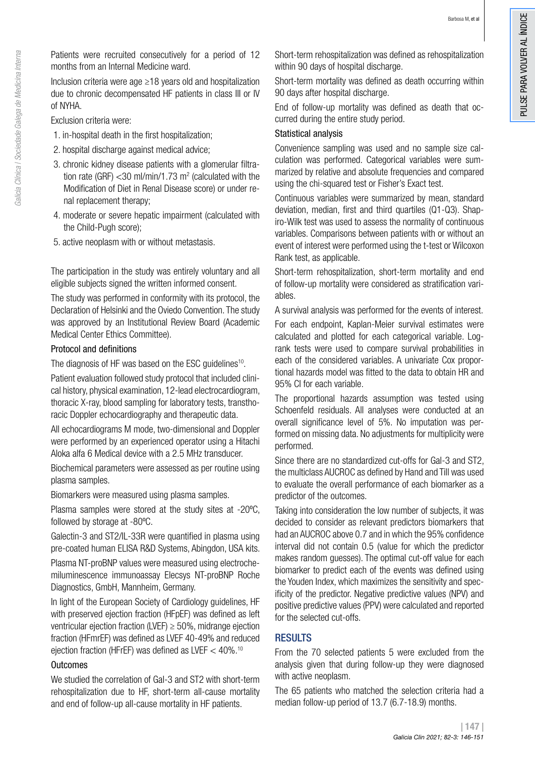Patients were recruited consecutively for a period of 12 months from an Internal Medicine ward.

Inclusion criteria were age ≥18 years old and hospitalization due to chronic decompensated HF patients in class III or IV of NYHA.

Exclusion criteria were:

1. in-hospital death in the first hospitalization;
2. hospital discharge against medical advice;
3. chronic kidney disease patients with a glomerular filtration rate (GRF) <30 ml/min/1.73 $m^2$ (calculated with the Modification of Diet in Renal Disease score) or under renal replacement therapy;
4. moderate or severe hepatic impairment (calculated with the Child-Pugh score);
5. active neoplasm with or without metastasis.

The participation in the study was entirely voluntary and all eligible subjects signed the written informed consent.

The study was performed in conformity with its protocol, the Declaration of Helsinki and the Oviedo Convention. The study was approved by an Institutional Review Board (Academic Medical Center Ethics Committee).

### Protocol and definitions

The diagnosis of HF was based on the ESC guidelines[10].

Patient evaluation followed study protocol that included clinical history, physical examination, 12-lead electrocardiogram, thoracic X-ray, blood sampling for laboratory tests, transthoracic Doppler echocardiography and therapeutic data.

All echocardiograms M mode, two-dimensional and Doppler were performed by an experienced operator using a Hitachi Aloka alfa 6 Medical device with a 2.5 MHz transducer.

Biochemical parameters were assessed as per routine using plasma samples.

Biomarkers were measured using plasma samples.

Plasma samples were stored at the study sites at -20ºC, followed by storage at -80ºC.

Galectin-3 and ST2/IL-33R were quantified in plasma using pre-coated human ELISA R&D Systems, Abingdon, USA kits.

Plasma NT-proBNP values were measured using electrochemiluminescence immunoassay Elecsys NT-proBNP Roche Diagnostics, GmbH, Mannheim, Germany.

In light of the European Society of Cardiology guidelines, HF with preserved ejection fraction (HFpEF) was defined as left ventricular ejection fraction (LVEF) ≥ 50%, midrange ejection fraction (HFmrEF) was defined as LVEF 40-49% and reduced ejection fraction (HFrEF) was defined as LVEF < 40%.[10]

### Outcomes

We studied the correlation of Gal-3 and ST2 with short-term rehospitalization due to HF, short-term all-cause mortality and end of follow-up all-cause mortality in HF patients.

Short-term rehospitalization was defined as rehospitalization within 90 days of hospital discharge.

Short-term mortality was defined as death occurring within 90 days after hospital discharge.

End of follow-up mortality was defined as death that occurred during the entire study period.

### Statistical analysis

Convenience sampling was used and no sample size calculation was performed. Categorical variables were summarized by relative and absolute frequencies and compared using the chi-squared test or Fisher's Exact test.

Continuous variables were summarized by mean, standard deviation, median, first and third quartiles (Q1-Q3). Shapiro-Wilk test was used to assess the normality of continuous variables. Comparisons between patients with or without an event of interest were performed using the t-test or Wilcoxon Rank test, as applicable.

Short-term rehospitalization, short-term mortality and end of follow-up mortality were considered as stratification variables.

A survival analysis was performed for the events of interest.

For each endpoint, Kaplan-Meier survival estimates were calculated and plotted for each categorical variable. Log-rank tests were used to compare survival probabilities in each of the considered variables. A univariate Cox proportional hazards model was fitted to the data to obtain HR and 95% CI for each variable.

The proportional hazards assumption was tested using Schoenfeld residuals. All analyses were conducted at an overall significance level of 5%. No imputation was performed on missing data. No adjustments for multiplicity were performed.

Since there are no standardized cut-offs for Gal-3 and ST2, the multiclass AUCROC as defined by Hand and Till was used to evaluate the overall performance of each biomarker as a predictor of the outcomes.

Taking into consideration the low number of subjects, it was decided to consider as relevant predictors biomarkers that had an AUCROC above 0.7 and in which the 95% confidence interval did not contain 0.5 (value for which the predictor makes random guesses). The optimal cut-off value for each biomarker to predict each of the events was defined using the Youden Index, which maximizes the sensitivity and specificity of the predictor. Negative predictive values (NPV) and positive predictive values (PPV) were calculated and reported for the selected cut-offs.

## RESULTS

From the 70 selected patients 5 were excluded from the analysis given that during follow-up they were diagnosed with active neoplasm.

The 65 patients who matched the selection criteria had a median follow-up period of 13.7 (6.7-18.9) months.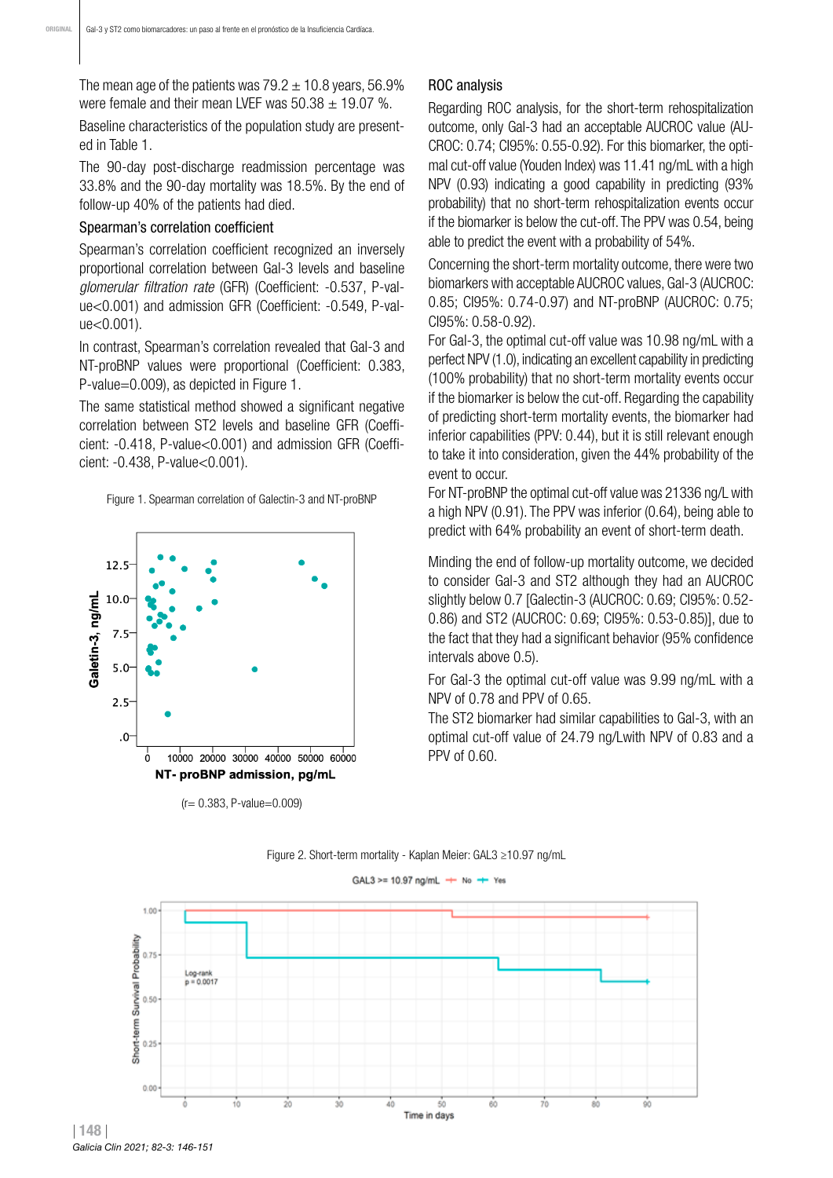The mean age of the patients was 79.2 ± 10.8 years, 56.9% were female and their mean LVEF was 50.38 ± 19.07 %.

Baseline characteristics of the population study are presented in Table 1.

The 90-day post-discharge readmission percentage was 33.8% and the 90-day mortality was 18.5%. By the end of follow-up 40% of the patients had died.

### Spearman's correlation coefficient

Spearman's correlation coefficient recognized an inversely proportional correlation between Gal-3 levels and baseline *glomerular filtration rate* (GFR) (Coefficient: -0.537, P-value<0.001) and admission GFR (Coefficient: -0.549, P-value<0.001).

In contrast, Spearman's correlation revealed that Gal-3 and NT-proBNP values were proportional (Coefficient: 0.383, P-value=0.009), as depicted in Figure 1.

The same statistical method showed a significant negative correlation between ST2 levels and baseline GFR (Coefficient: -0.418, P-value<0.001) and admission GFR (Coefficient: -0.438, P-value<0.001).

Figure 1. Spearman correlation of Galectin-3 and NT-proBNP

(r= 0.383, P-value=0.009)

### ROC analysis

Regarding ROC analysis, for the short-term rehospitalization outcome, only Gal-3 had an acceptable AUCROC value (AUCROC: 0.74; CI95%: 0.55-0.92). For this biomarker, the optimal cut-off value (Youden Index) was 11.41 ng/mL with a high NPV (0.93) indicating a good capability in predicting (93% probability) that no short-term rehospitalization events occur if the biomarker is below the cut-off. The PPV was 0.54, being able to predict the event with a probability of 54%.

Concerning the short-term mortality outcome, there were two biomarkers with acceptable AUCROC values, Gal-3 (AUCROC: 0.85; CI95%: 0.74-0.97) and NT-proBNP (AUCROC: 0.75; CI95%: 0.58-0.92).

For Gal-3, the optimal cut-off value was 10.98 ng/mL with a perfect NPV (1.0), indicating an excellent capability in predicting (100% probability) that no short-term mortality events occur if the biomarker is below the cut-off. Regarding the capability of predicting short-term mortality events, the biomarker had inferior capabilities (PPV: 0.44), but it is still relevant enough to take it into consideration, given the 44% probability of the event to occur.

For NT-proBNP the optimal cut-off value was 21336 ng/L with a high NPV (0.91). The PPV was inferior (0.64), being able to predict with 64% probability an event of short-term death.

Minding the end of follow-up mortality outcome, we decided to consider Gal-3 and ST2 although they had an AUCROC slightly below 0.7 [Galectin-3 (AUCROC: 0.69; CI95%: 0.52-0.86) and ST2 (AUCROC: 0.69; CI95%: 0.53-0.85)], due to the fact that they had a significant behavior (95% confidence intervals above 0.5).

For Gal-3 the optimal cut-off value was 9.99 ng/mL with a NPV of 0.78 and PPV of 0.65.

The ST2 biomarker had similar capabilities to Gal-3, with an optimal cut-off value of 24.79 ng/Lwith NPV of 0.83 and a PPV of 0.60.

Figure 2. Short-term mortality - Kaplan Meier: GAL3 ≥10.97 ng/mL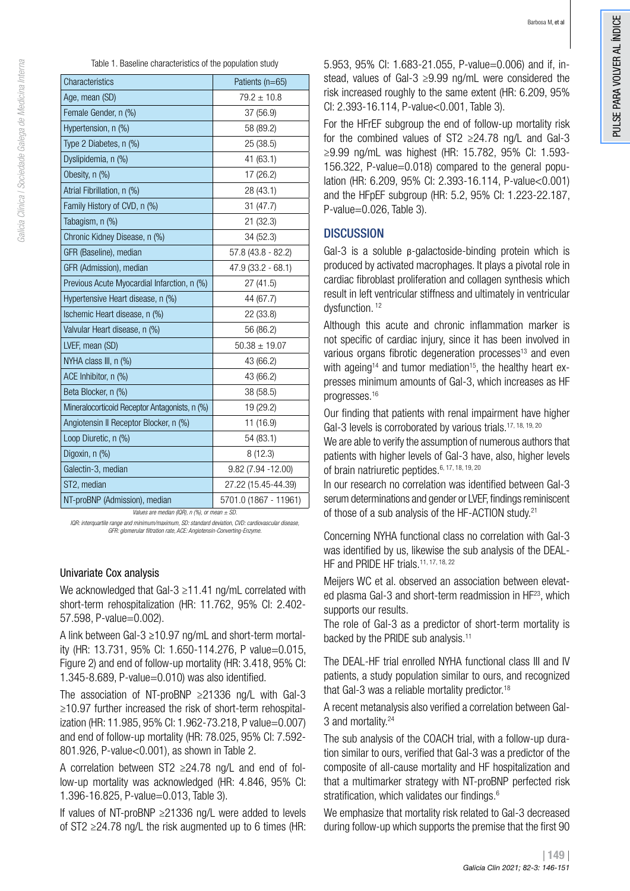Table 1. Baseline characteristics of the population study

| Characteristics | Patients (n=65) |
| --- | --- |
| Age, mean (SD) | 79.2 ± 10.8 |
| Female Gender, n (%) | 37 (56.9) |
| Hypertension, n (%) | 58 (89.2) |
| Type 2 Diabetes, n (%) | 25 (38.5) |
| Dyslipidemia, n (%) | 41 (63.1) |
| Obesity, n (%) | 17 (26.2) |
| Atrial Fibrillation, n (%) | 28 (43.1) |
| Family History of CVD, n (%) | 31 (47.7) |
| Tabagism, n (%) | 21 (32.3) |
| Chronic Kidney Disease, n (%) | 34 (52.3) |
| GFR (Baseline), median | 57.8 (43.8 - 82.2) |
| GFR (Admission), median | 47.9 (33.2 - 68.1) |
| Previous Acute Myocardial Infarction, n (%) | 27 (41.5) |
| Hypertensive Heart disease, n (%) | 44 (67.7) |
| Ischemic Heart disease, n (%) | 22 (33.8) |
| Valvular Heart disease, n (%) | 56 (86.2) |
| LVEF, mean (SD) | 50.38 ± 19.07 |
| NYHA class III, n (%) | 43 (66.2) |
| ACE Inhibitor, n (%) | 43 (66.2) |
| Beta Blocker, n (%) | 38 (58.5) |
| Mineralocorticoid Receptor Antagonists, n (%) | 19 (29.2) |
| Angiotensin II Receptor Blocker, n (%) | 11 (16.9) |
| Loop Diuretic, n (%) | 54 (83.1) |
| Digoxin, n (%) | 8 (12.3) |
| Galectin-3, median | 9.82 (7.94 -12.00) |
| ST2, median | 27.22 (15.45-44.39) |
| NT-proBNP (Admission), median | 5701.0 (1867 - 11961) |

*Values are median (IQR), n (%), or mean ± SD.*

*IQR: interquartile range and minimum/maximum, SD: standard deviation, CVD: cardiovascular disease, GFR: glomerular filtration rate, ACE: Angiotensin-Converting-Enzyme.*

### Univariate Cox analysis

We acknowledged that Gal-3 ≥11.41 ng/mL correlated with short-term rehospitalization (HR: 11.762, 95% CI: 2.402-57.598, P-value=0.002).

A link between Gal-3 ≥10.97 ng/mL and short-term mortality (HR: 13.731, 95% CI: 1.650-114.276, P value=0.015, Figure 2) and end of follow-up mortality (HR: 3.418, 95% CI: 1.345-8.689, P-value=0.010) was also identified.

The association of NT-proBNP ≥21336 ng/L with Gal-3 ≥10.97 further increased the risk of short-term rehospitalization (HR: 11.985, 95% CI: 1.962-73.218, P value=0.007) and end of follow-up mortality (HR: 78.025, 95% CI: 7.592-801.926, P-value<0.001), as shown in Table 2.

A correlation between ST2 ≥24.78 ng/L and end of follow-up mortality was acknowledged (HR: 4.846, 95% CI: 1.396-16.825, P-value=0.013, Table 3).

If values of NT-proBNP ≥21336 ng/L were added to levels of ST2 ≥24.78 ng/L the risk augmented up to 6 times (HR: 5.953, 95% CI: 1.683-21.055, P-value=0.006) and if, instead, values of Gal-3 ≥9.99 ng/mL were considered the risk increased roughly to the same extent (HR: 6.209, 95% CI: 2.393-16.114, P-value<0.001, Table 3).

For the HFrEF subgroup the end of follow-up mortality risk for the combined values of ST2 ≥24.78 ng/L and Gal-3 ≥9.99 ng/mL was highest (HR: 15.782, 95% CI: 1.593-156.322, P-value=0.018) compared to the general population (HR: 6.209, 95% CI: 2.393-16.114, P-value<0.001) and the HFpEF subgroup (HR: 5.2, 95% CI: 1.223-22.187, P-value=0.026, Table 3).

## DISCUSSION

Gal-3 is a soluble β-galactoside-binding protein which is produced by activated macrophages. It plays a pivotal role in cardiac fibroblast proliferation and collagen synthesis which result in left ventricular stiffness and ultimately in ventricular dysfunction.[12]

Although this acute and chronic inflammation marker is not specific of cardiac injury, since it has been involved in various organs fibrotic degeneration processes[13] and even with ageing[14] and tumor mediation[15], the healthy heart expresses minimum amounts of Gal-3, which increases as HF progresses.[16]

Our finding that patients with renal impairment have higher Gal-3 levels is corroborated by various trials.[17, 18, 19, 20]

We are able to verify the assumption of numerous authors that patients with higher levels of Gal-3 have, also, higher levels of brain natriuretic peptides.[6, 17, 18, 19, 20]

In our research no correlation was identified between Gal-3 serum determinations and gender or LVEF, findings reminiscent of those of a sub analysis of the HF-ACTION study.[21]

Concerning NYHA functional class no correlation with Gal-3 was identified by us, likewise the sub analysis of the DEAL-HF and PRIDE HF trials.[11, 17, 18, 22]

Meijers WC et al. observed an association between elevated plasma Gal-3 and short-term readmission in HF[23], which supports our results.

The role of Gal-3 as a predictor of short-term mortality is backed by the PRIDE sub analysis.[11]

The DEAL-HF trial enrolled NYHA functional class III and IV patients, a study population similar to ours, and recognized that Gal-3 was a reliable mortality predictor.[18]

A recent metanalysis also verified a correlation between Gal-3 and mortality.[24]

The sub analysis of the COACH trial, with a follow-up duration similar to ours, verified that Gal-3 was a predictor of the composite of all-cause mortality and HF hospitalization and that a multimarker strategy with NT-proBNP perfected risk stratification, which validates our findings.[6]

We emphasize that mortality risk related to Gal-3 decreased during follow-up which supports the premise that the first 90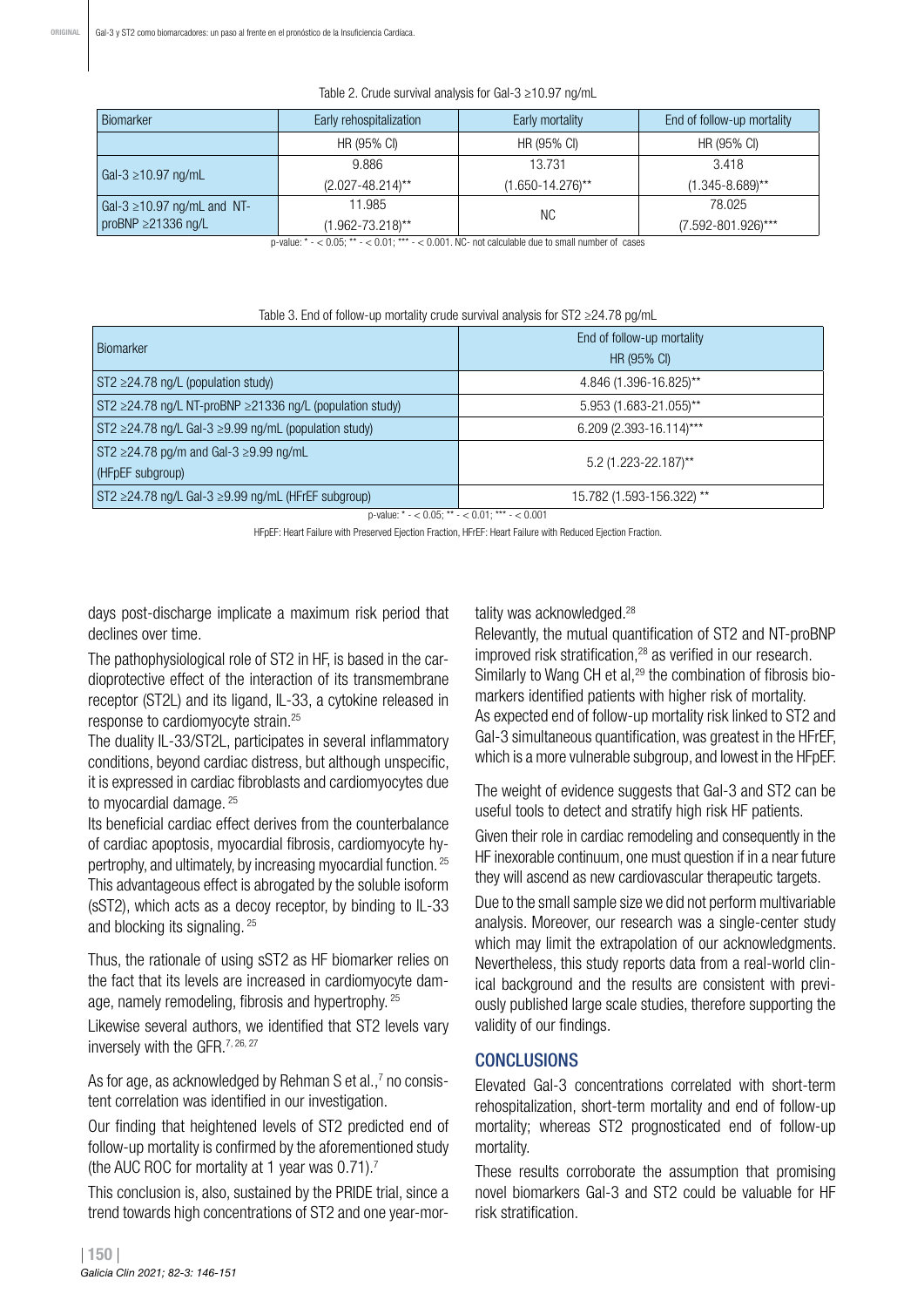Table 2. Crude survival analysis for Gal-3 ≥10.97 ng/mL

| Biomarker | Early rehospitalization | Early mortality | End of follow-up mortality |
|---|---|---|---|
| | HR (95% CI) | HR (95% CI) | HR (95% CI) |
| Gal-3 ≥10.97 ng/mL | 9.886 (2.027-48.214)** | 13.731 (1.650-14.276)** | 3.418 (1.345-8.689)** |
| Gal-3 ≥10.97 ng/mL and NT-proBNP ≥21336 ng/L | 11.985 (1.962-73.218)** | NC | 78.025 (7.592-801.926)*** |

p-value: * - < 0.05; ** - < 0.01; *** - < 0.001. NC- not calculable due to small number of cases

Table 3. End of follow-up mortality crude survival analysis for ST2 ≥24.78 pg/mL

| Biomarker | End of follow-up mortality HR (95% CI) |
|---|---|
| ST2 ≥24.78 ng/L (population study) | 4.846 (1.396-16.825)** |
| ST2 ≥24.78 ng/L NT-proBNP ≥21336 ng/L (population study) | 5.953 (1.683-21.055)** |
| ST2 ≥24.78 ng/L Gal-3 ≥9.99 ng/mL (population study) | 6.209 (2.393-16.114)*** |
| ST2 ≥24.78 pg/mL and Gal-3 ≥9.99 ng/mL (HFpEF subgroup) | 5.2 (1.223-22.187)** |
| ST2 ≥24.78 ng/L Gal-3 ≥9.99 ng/mL (HFrEF subgroup) | 15.782 (1.593-156.322) ** |

p-value: * - < 0.05; ** - < 0.01; *** - < 0.001

HFpEF: Heart Failure with Preserved Ejection Fraction, HFrEF: Heart Failure with Reduced Ejection Fraction.

days post-discharge implicate a maximum risk period that declines over time.

The pathophysiological role of ST2 in HF, is based in the cardioprotective effect of the interaction of its transmembrane receptor (ST2L) and its ligand, IL-33, a cytokine released in response to cardiomyocyte strain.[25]

The duality IL-33/ST2L, participates in several inflammatory conditions, beyond cardiac distress, but although unspecific, it is expressed in cardiac fibroblasts and cardiomyocytes due to myocardial damage.[25]

Its beneficial cardiac effect derives from the counterbalance of cardiac apoptosis, myocardial fibrosis, cardiomyocyte hypertrophy, and ultimately, by increasing myocardial function.[25] This advantageous effect is abrogated by the soluble isoform (sST2), which acts as a decoy receptor, by binding to IL-33 and blocking its signaling.[25]

Thus, the rationale of using sST2 as HF biomarker relies on the fact that its levels are increased in cardiomyocyte damage, namely remodeling, fibrosis and hypertrophy.[25]

Likewise several authors, we identified that ST2 levels vary inversely with the GFR.[7, 26, 27]

As for age, as acknowledged by Rehman S et al.,[7] no consistent correlation was identified in our investigation.

Our finding that heightened levels of ST2 predicted end of follow-up mortality is confirmed by the aforementioned study (the AUC ROC for mortality at 1 year was 0.71).[7]

This conclusion is, also, sustained by the PRIDE trial, since a trend towards high concentrations of ST2 and one year-mortality was acknowledged.[28]

Relevantly, the mutual quantification of ST2 and NT-proBNP improved risk stratification,[28] as verified in our research.
Similarly to Wang CH et al,[29] the combination of fibrosis biomarkers identified patients with higher risk of mortality.
As expected end of follow-up mortality risk linked to ST2 and Gal-3 simultaneous quantification, was greatest in the HFrEF, which is a more vulnerable subgroup, and lowest in the HFpEF.

The weight of evidence suggests that Gal-3 and ST2 can be useful tools to detect and stratify high risk HF patients.

Given their role in cardiac remodeling and consequently in the HF inexorable continuum, one must question if in a near future they will ascend as new cardiovascular therapeutic targets.

Due to the small sample size we did not perform multivariable analysis. Moreover, our research was a single-center study which may limit the extrapolation of our acknowledgments. Nevertheless, this study reports data from a real-world clinical background and the results are consistent with previously published large scale studies, therefore supporting the validity of our findings.

## CONCLUSIONS

Elevated Gal-3 concentrations correlated with short-term rehospitalization, short-term mortality and end of follow-up mortality; whereas ST2 prognosticated end of follow-up mortality.

These results corroborate the assumption that promising novel biomarkers Gal-3 and ST2 could be valuable for HF risk stratification.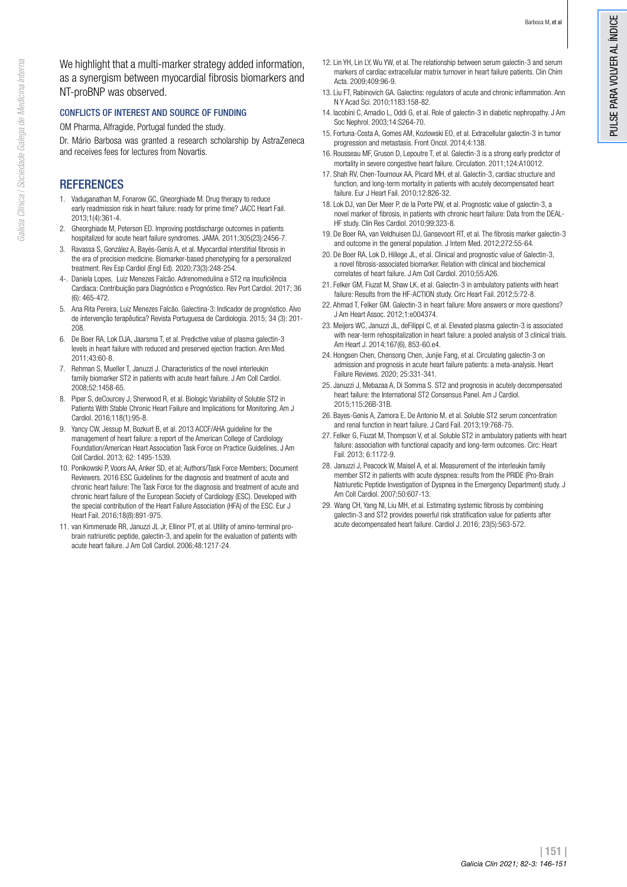We highlight that a multi-marker strategy added information, as a synergism between myocardial fibrosis biomarkers and NT-proBNP was observed.

### CONFLICTS OF INTEREST AND SOURCE OF FUNDING

OM Pharma, Alfragide, Portugal funded the study.

Dr. Mário Barbosa was granted a research scholarship by AstraZeneca and receives fees for lectures from Novartis.

## REFERENCES

1. Vaduganathan M, Fonarow GC, Gheorghiade M. Drug therapy to reduce early readmission risk in heart failure: ready for prime time? JACC Heart Fail. 2013;1(4):361-4.
2. Gheorghiade M, Peterson ED. Improving postdischarge outcomes in patients hospitalized for acute heart failure syndromes. JAMA. 2011;305(23):2456-7.
3. Ravassa S, González A, Bayés-Genís A, et al. Myocardial interstitial fibrosis in the era of precision medicine. Biomarker-based phenotyping for a personalized treatment. Rev Esp Cardiol (Engl Ed). 2020;73(3):248-254.
4-. Daniela Lopes, Luiz Menezes Falcão. Adrenomedulina e ST2 na Insuficiência Cardíaca: Contribuição para Diagnóstico e Prognóstico. Rev Port Cardiol. 2017; 36 (6): 465-472.
5. Ana Rita Pereira, Luiz Menezes Falcão. Galectina-3: Indicador de prognóstico. Alvo de intervenção terapêutica? Revista Portuguesa de Cardiologia. 2015; 34 (3): 201-208.
6. De Boer RA, Lok DJA, Jaarsma T, et al. Predictive value of plasma galectin-3 levels in heart failure with reduced and preserved ejection fraction. Ann Med. 2011;43:60-8.
7. Rehman S, Mueller T, Januzzi J. Characteristics of the novel interleukin family biomarker ST2 in patients with acute heart failure. J Am Coll Cardiol. 2008;52:1458-65.
8. Piper S, deCourcey J, Sherwood R, et al. Biologic Variability of Soluble ST2 in Patients With Stable Chronic Heart Failure and Implications for Monitoring. Am J Cardiol. 2016;118(1):95-8.
9. Yancy CW, Jessup M, Bozkurt B, et al. 2013 ACCF/AHA guideline for the management of heart failure: a report of the American College of Cardiology Foundation/American Heart Association Task Force on Practice Guidelines. J Am Coll Cardiol. 2013; 62: 1495-1539.
10. Ponikowski P, Voors AA, Anker SD, et al; Authors/Task Force Members; Document Reviewers. 2016 ESC Guidelines for the diagnosis and treatment of acute and chronic heart failure: The Task Force for the diagnosis and treatment of acute and chronic heart failure of the European Society of Cardiology (ESC). Developed with the special contribution of the Heart Failure Association (HFA) of the ESC. Eur J Heart Fail. 2016;18(8):891-975.
11. van Kimmenade RR, Januzzi JL Jr, Ellinor PT, et al. Utility of amino-terminal pro-brain natriuretic peptide, galectin-3, and apelin for the evaluation of patients with acute heart failure. J Am Coll Cardiol. 2006;48:1217-24.
12. Lin YH, Lin LY, Wu YW, et al. The relationship between serum galectin-3 and serum markers of cardiac extracellular matrix turnover in heart failure patients. Clin Chim Acta. 2009;409:96-9.
13. Liu FT, Rabinovich GA. Galectins: regulators of acute and chronic inflammation. Ann N Y Acad Sci. 2010;1183:158-82.
14. Iacobini C, Amadio L, Oddi G, et al. Role of galectin-3 in diabetic nephropathy. J Am Soc Nephrol. 2003;14:S264-70.
15. Fortuna-Costa A, Gomes AM, Kozlowski EO, et al. Extracellular galectin-3 in tumor progression and metastasis. Front Oncol. 2014;4:138.
16. Rousseau MF, Gruson D, Lepoutre T, et al. Galectin-3 is a strong early predictor of mortality in severe congestive heart failure. Circulation. 2011;124:A10012.
17. Shah RV, Chen-Tournoux AA, Picard MH, et al. Galectin-3, cardiac structure and function, and long-term mortality in patients with acutely decompensated heart failure. Eur J Heart Fail. 2010;12:826-32.
18. Lok DJ, van Der Meer P, de la Porte PW, et al. Prognostic value of galectin-3, a novel marker of fibrosis, in patients with chronic heart failure: Data from the DEAL-HF study. Clin Res Cardiol. 2010;99:323-8.
19. De Boer RA, van Veldhuisen DJ, Gansevoort RT, et al. The fibrosis marker galectin-3 and outcome in the general population. J Intern Med. 2012;272:55-64.
20. De Boer RA, Lok D, Hillege JL, et al. Clinical and prognostic value of Galectin-3, a novel fibrosis-associated biomarker. Relation with clinical and biochemical correlates of heart failure. J Am Coll Cardiol. 2010;55:A26.
21. Felker GM, Fiuzat M, Shaw LK, et al. Galectin-3 in ambulatory patients with heart failure: Results from the HF-ACTION study. Circ Heart Fail. 2012;5:72-8.
22. Ahmad T, Felker GM. Galectin-3 in heart failure: More answers or more questions? J Am Heart Assoc. 2012;1:e004374.
23. Meijers WC, Januzzi JL, deFilippi C, et al. Elevated plasma galectin-3 is associated with near-term rehospitalization in heart failure: a pooled analysis of 3 clinical trials. Am Heart J. 2014;167(6), 853-60.e4.
24. Hongsen Chen, Chensong Chen, Junjie Fang, et al. Circulating galectin-3 on admission and prognosis in acute heart failure patients: a meta-analysis. Heart Failure Reviews. 2020; 25:331-341.
25. Januzzi J, Mebazaa A, Di Somma S. ST2 and prognosis in acutely decompensated heart failure: the International ST2 Consensus Panel. Am J Cardiol. 2015;115:26B-31B.
26. Bayes-Genis A, Zamora E, De Antonio M, et al. Soluble ST2 serum concentration and renal function in heart failure. J Card Fail. 2013;19:768-75.
27. Felker G, Fiuzat M, Thompson V, et al. Soluble ST2 in ambulatory patients with heart failure: association with functional capacity and long-term outcomes. Circ: Heart Fail. 2013; 6:1172-9.
28. Januzzi J, Peacock W, Maisel A, et al. Measurement of the interleukin family member ST2 in patients with acute dyspnea: results from the PRIDE (Pro-Brain Natriuretic Peptide Investigation of Dyspnea in the Emergency Department) study. J Am Coll Cardiol. 2007;50:607-13.
29. Wang CH, Yang NI, Liu MH, et al. Estimating systemic fibrosis by combining galectin-3 and ST2 provides powerful risk stratification value for patients after acute decompensated heart failure. Cardiol J. 2016; 23(5):563-572.